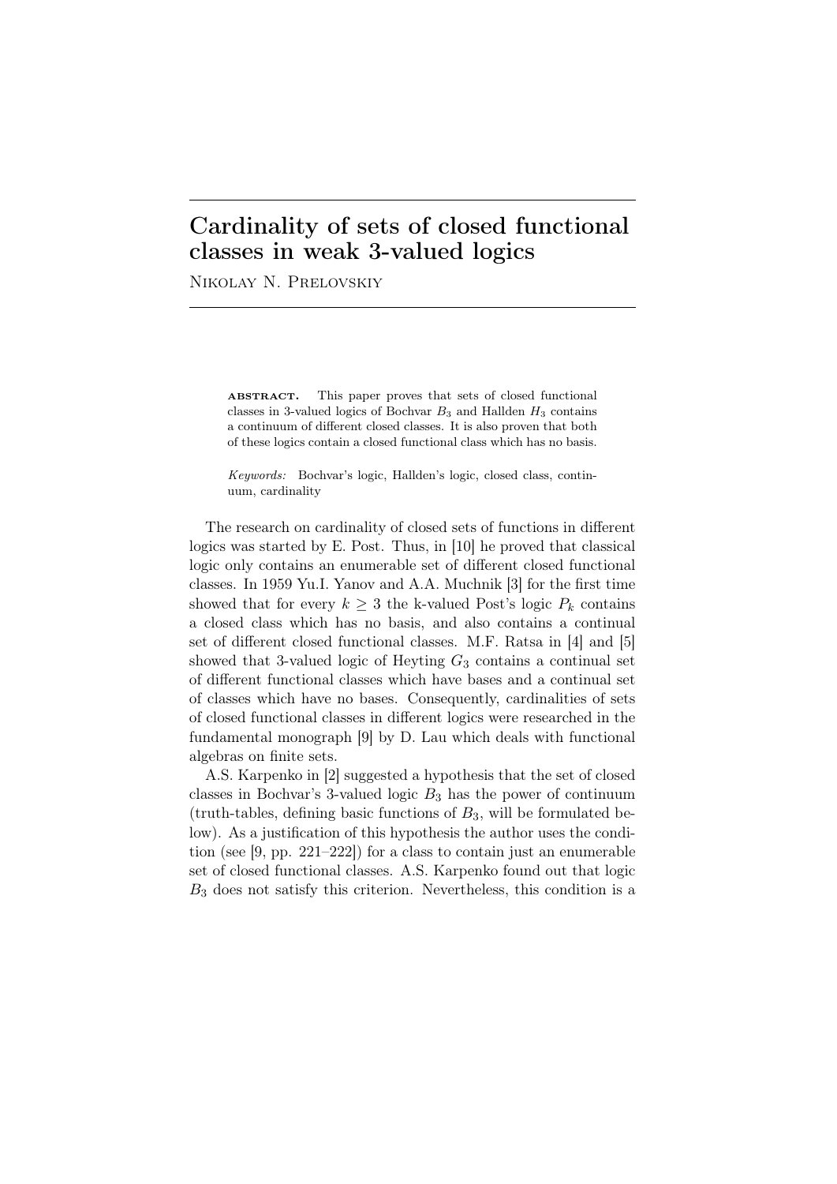# Cardinality of sets of closed functional classes in weak 3-valued logics

Nikolay N. Prelovskiy

**Abstract.** This paper proves that sets of closed functional classes in 3-valued logics of Bochvar $B_3$ and Hallden $H_3$ contains a continuum of different closed classes. It is also proven that both of these logics contain a closed functional class which has no basis.

*Keywords:* Bochvar's logic, Hallden's logic, closed class, continuum, cardinality

The research on cardinality of closed sets of functions in different logics was started by E. Post. Thus, in [10] he proved that classical logic only contains an enumerable set of different closed functional classes. In 1959 Yu.I. Yanov and A.A. Muchnik [3] for the first time showed that for every $k \geq 3$ the k-valued Post's logic $P_k$ contains a closed class which has no basis, and also contains a continual set of different closed functional classes. M.F. Ratsa in [4] and [5] showed that 3-valued logic of Heyting $G_3$ contains a continual set of different functional classes which have bases and a continual set of classes which have no bases. Consequently, cardinalities of sets of closed functional classes in different logics were researched in the fundamental monograph [9] by D. Lau which deals with functional algebras on finite sets.

A.S. Karpenko in [2] suggested a hypothesis that the set of closed classes in Bochvar's 3-valued logic $B_3$ has the power of continuum (truth-tables, defining basic functions of $B_3$, will be formulated below). As a justification of this hypothesis the author uses the condition (see [9, pp. 221–222]) for a class to contain just an enumerable set of closed functional classes. A.S. Karpenko found out that logic $B_3$ does not satisfy this criterion. Nevertheless, this condition is a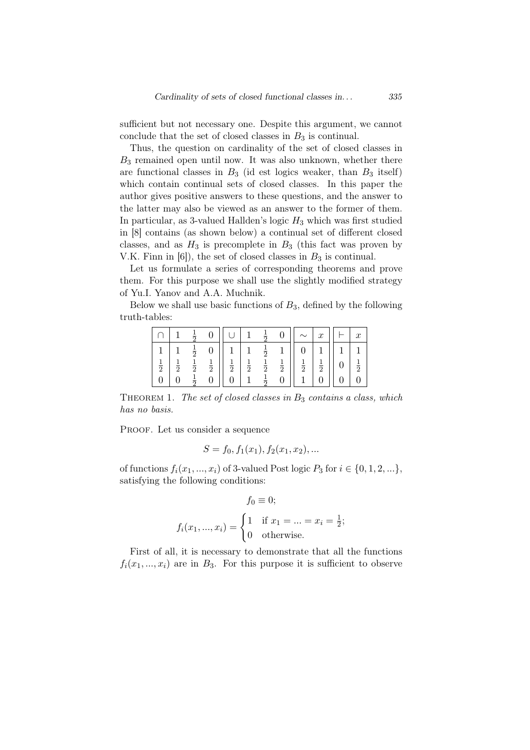sufficient but not necessary one. Despite this argument, we cannot conclude that the set of closed classes in $B_3$ is continual.

Thus, the question on cardinality of the set of closed classes in $B_3$ remained open until now. It was also unknown, whether there are functional classes in $B_3$ (id est logics weaker, than $B_3$ itself) which contain continual sets of closed classes. In this paper the author gives positive answers to these questions, and the answer to the latter may also be viewed as an answer to the former of them. In particular, as 3-valued Hallden's logic $H_3$ which was first studied in [8] contains (as shown below) a continual set of different closed classes, and as $H_3$ is precomplete in $B_3$ (this fact was proven by V.K. Finn in [6]), the set of closed classes in $B_3$ is continual.

Let us formulate a series of corresponding theorems and prove them. For this purpose we shall use the slightly modified strategy of Yu.I. Yanov and A.A. Muchnik.

Below we shall use basic functions of $B_3$, defined by the following truth-tables:

| $\cap$ | $1$ | $\frac{1}{2}$ | $0$ |
|---|---|---|---|
| $1$ | $1$ | $\frac{1}{2}$ | $0$ |
| $\frac{1}{2}$ | $\frac{1}{2}$ | $\frac{1}{2}$ | $\frac{1}{2}$ |
| $0$ | $0$ | $\frac{1}{2}$ | $0$ |

| $\cup$ | $1$ | $\frac{1}{2}$ | $0$ |
|---|---|---|---|
| $1$ | $1$ | $\frac{1}{2}$ | $1$ |
| $\frac{1}{2}$ | $\frac{1}{2}$ | $\frac{1}{2}$ | $\frac{1}{2}$ |
| $0$ | $1$ | $\frac{1}{2}$ | $0$ |

| $\sim$ | $x$ |
|---|---|
| $0$ | $1$ |
| $\frac{1}{2}$ | $\frac{1}{2}$ |
| $1$ | $0$ |

| $\vdash$ | $x$ |
|---|---|
| $1$ | $1$ |
| $0$ | $\frac{1}{2}$ |
| $0$ | $0$ |

Theorem 1. *The set of closed classes in $B_3$ contains a class, which has no basis.*

Proof. Let us consider a sequence

$$S = f_0, f_1(x_1), f_2(x_1, x_2), ...$$

of functions $f_i(x_1, ..., x_i)$ of 3-valued Post logic $P_3$ for $i \in \{0, 1, 2, ...\}$, satisfying the following conditions:

$$f_0 \equiv 0;$$

$$f_i(x_1, ..., x_i) = \begin{cases} 1 & \text{if } x_1 = ... = x_i = \frac{1}{2}; \\ 0 & \text{otherwise.} \end{cases}$$

First of all, it is necessary to demonstrate that all the functions $f_i(x_1, ..., x_i)$ are in $B_3$. For this purpose it is sufficient to observe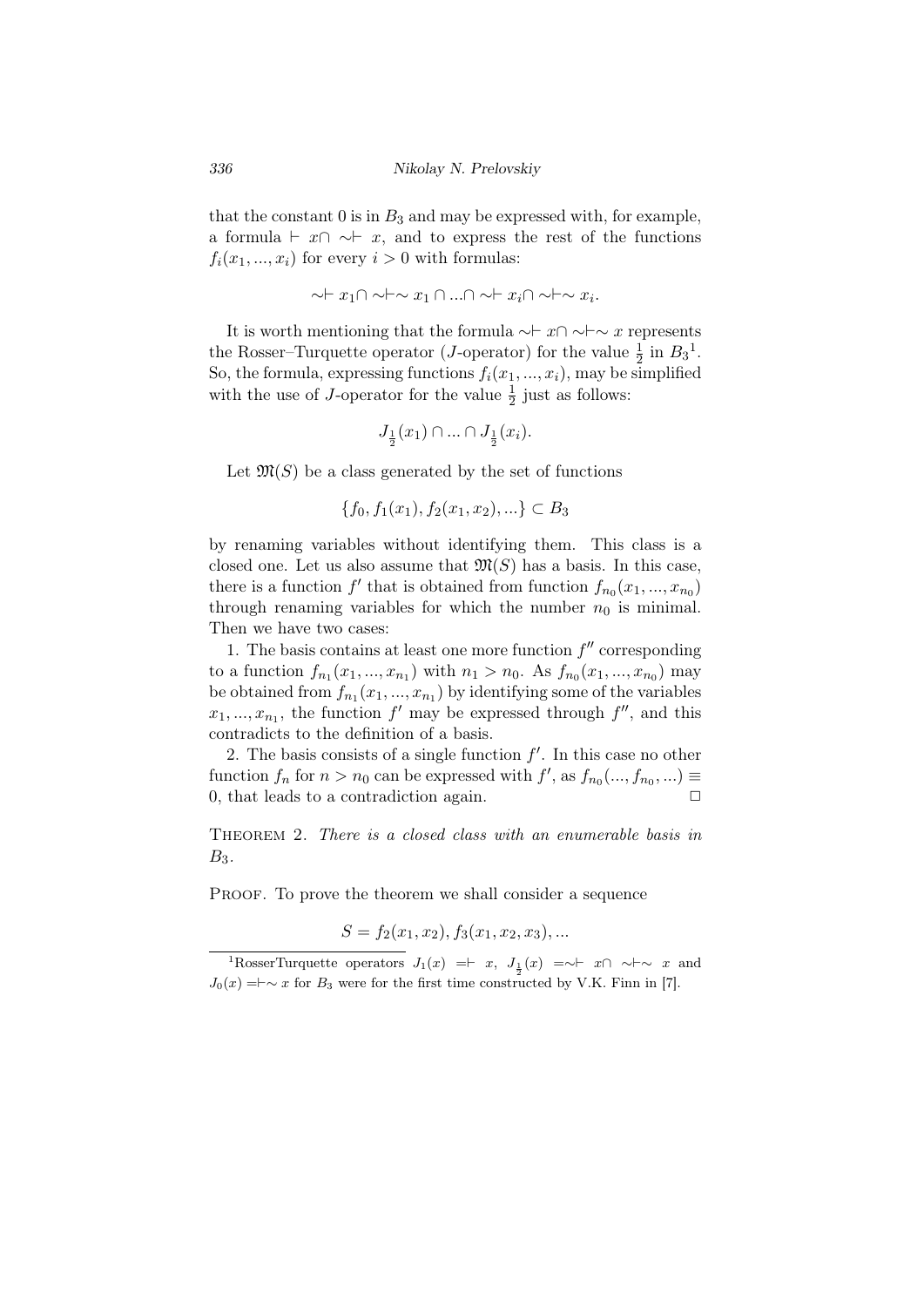that the constant 0 is in $B_3$ and may be expressed with, for example, a formula $\vdash x \cap \sim\vdash x$, and to express the rest of the functions $f_i(x_1, ..., x_i)$ for every $i > 0$ with formulas:

$$\sim\vdash x_1 \cap \sim\vdash\sim x_1 \cap ... \cap \sim\vdash x_i \cap \sim\vdash\sim x_i.$$

It is worth mentioning that the formula $\sim\vdash x \cap \sim\vdash\sim x$ represents the Rosser–Turquette operator ($J$-operator) for the value $\frac{1}{2}$ in $B_3$[1]. So, the formula, expressing functions $f_i(x_1, ..., x_i)$, may be simplified with the use of $J$-operator for the value $\frac{1}{2}$ just as follows:

$$J_{\frac{1}{2}}(x_1) \cap ... \cap J_{\frac{1}{2}}(x_i).$$

Let $\mathfrak{M}(S)$ be a class generated by the set of functions

$$\{f_0, f_1(x_1), f_2(x_1, x_2), ...\} \subset B_3$$

by renaming variables without identifying them. This class is a closed one. Let us also assume that $\mathfrak{M}(S)$ has a basis. In this case, there is a function $f'$ that is obtained from function $f_{n_0}(x_1, ..., x_{n_0})$ through renaming variables for which the number $n_0$ is minimal. Then we have two cases:

1. The basis contains at least one more function $f''$ corresponding to a function $f_{n_1}(x_1, ..., x_{n_1})$ with $n_1 > n_0$. As $f_{n_0}(x_1, ..., x_{n_0})$ may be obtained from $f_{n_1}(x_1, ..., x_{n_1})$ by identifying some of the variables $x_1, ..., x_{n_1}$, the function $f'$ may be expressed through $f''$, and this contradicts to the definition of a basis.

2. The basis consists of a single function $f'$. In this case no other function $f_n$ for $n > n_0$ can be expressed with $f'$, as $f_{n_0}(..., f_{n_0}, ...) \equiv 0$, that leads to a contradiction again. □

THEOREM 2. *There is a closed class with an enumerable basis in $B_3$.*

PROOF. To prove the theorem we shall consider a sequence

$$S = f_2(x_1, x_2), f_3(x_1, x_2, x_3), ...$$

[1] RosserTurquette operators $J_1(x) = \vdash x$, $J_{\frac{1}{2}}(x) = \sim\vdash x \cap \sim\vdash\sim x$ and $J_0(x) = \vdash\sim x$ for $B_3$ were for the first time constructed by V.K. Finn in [7].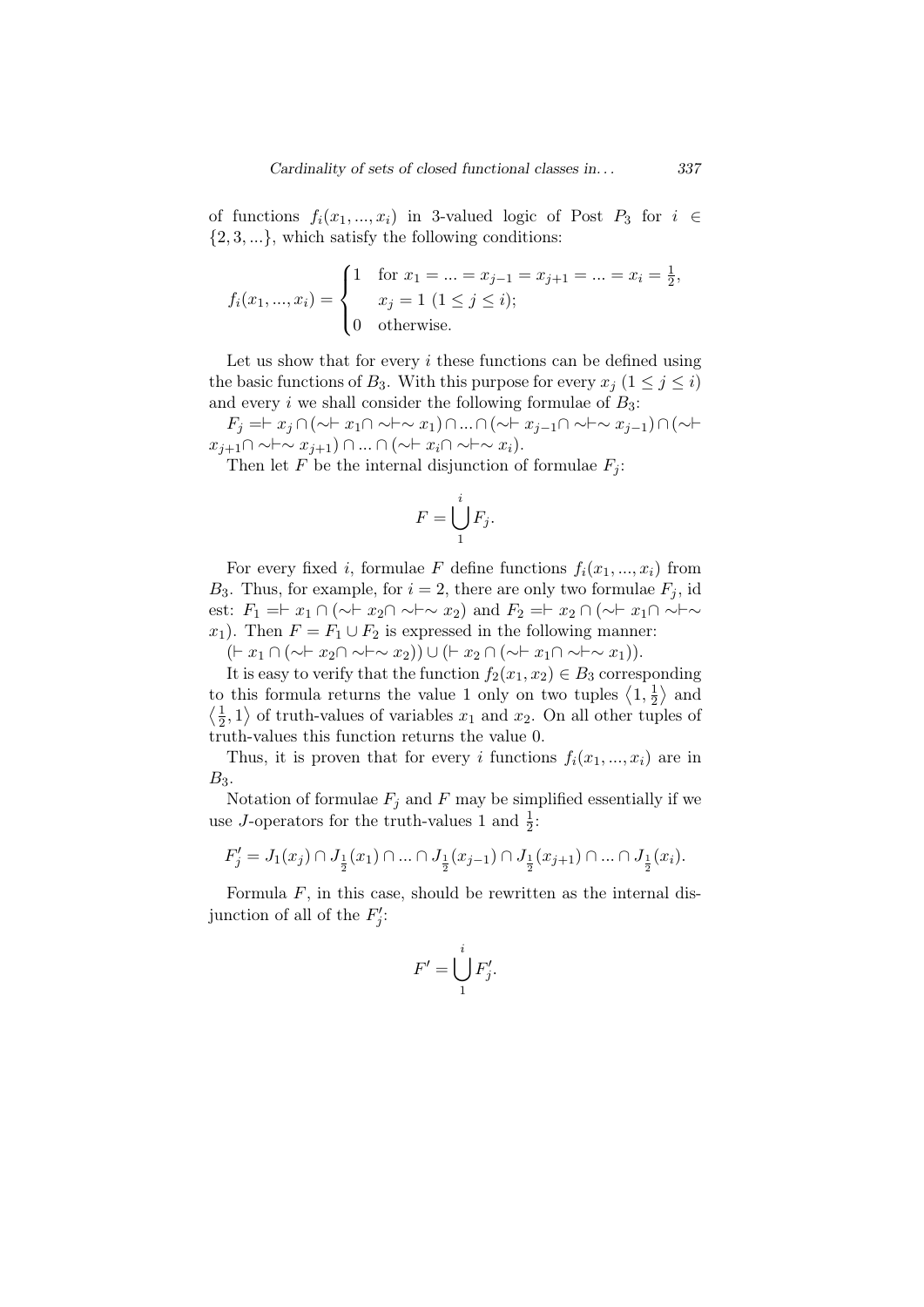of functions $f_i(x_1, ..., x_i)$ in 3-valued logic of Post $P_3$ for $i \in \{2, 3, ...\}$, which satisfy the following conditions:

$$f_i(x_1, ..., x_i) = \begin{cases} 1 & \text{for } x_1 = ... = x_{j-1} = x_{j+1} = ... = x_i = \frac{1}{2}, \\ & x_j = 1 \ (1 \leq j \leq i); \\ 0 & \text{otherwise.} \end{cases}$$

Let us show that for every $i$ these functions can be defined using the basic functions of $B_3$. With this purpose for every $x_j$ $(1 \leq j \leq i)$ and every $i$ we shall consider the following formulae of $B_3$:

$F_j = \vdash x_j \cap (\sim\vdash x_1 \cap \sim\vdash\sim x_1) \cap ... \cap (\sim\vdash x_{j-1} \cap \sim\vdash\sim x_{j-1}) \cap (\sim\vdash x_{j+1} \cap \sim\vdash\sim x_{j+1}) \cap ... \cap (\sim\vdash x_i \cap \sim\vdash\sim x_i)$.

Then let $F$ be the internal disjunction of formulae $F_j$:

$$F = \bigcup_1^i F_j.$$

For every fixed $i$, formulae $F$ define functions $f_i(x_1, ..., x_i)$ from $B_3$. Thus, for example, for $i = 2$, there are only two formulae $F_j$, id est: $F_1 = \vdash x_1 \cap (\sim\vdash x_2 \cap \sim\vdash\sim x_2)$ and $F_2 = \vdash x_2 \cap (\sim\vdash x_1 \cap \sim\vdash\sim x_1)$. Then $F = F_1 \cup F_2$ is expressed in the following manner:

$(\vdash x_1 \cap (\sim\vdash x_2 \cap \sim\vdash\sim x_2)) \cup (\vdash x_2 \cap (\sim\vdash x_1 \cap \sim\vdash\sim x_1))$.

It is easy to verify that the function $f_2(x_1, x_2) \in B_3$ corresponding to this formula returns the value 1 only on two tuples $\langle 1, \frac{1}{2} \rangle$ and $\langle \frac{1}{2}, 1 \rangle$ of truth-values of variables $x_1$ and $x_2$. On all other tuples of truth-values this function returns the value 0.

Thus, it is proven that for every $i$ functions $f_i(x_1, ..., x_i)$ are in $B_3$.

Notation of formulae $F_j$ and $F$ may be simplified essentially if we use $J$-operators for the truth-values 1 and $\frac{1}{2}$:

$$F'_j = J_1(x_j) \cap J_{\frac{1}{2}}(x_1) \cap ... \cap J_{\frac{1}{2}}(x_{j-1}) \cap J_{\frac{1}{2}}(x_{j+1}) \cap ... \cap J_{\frac{1}{2}}(x_i).$$

Formula $F$, in this case, should be rewritten as the internal disjunction of all of the $F'_j$:

$$F' = \bigcup_1^i F'_j.$$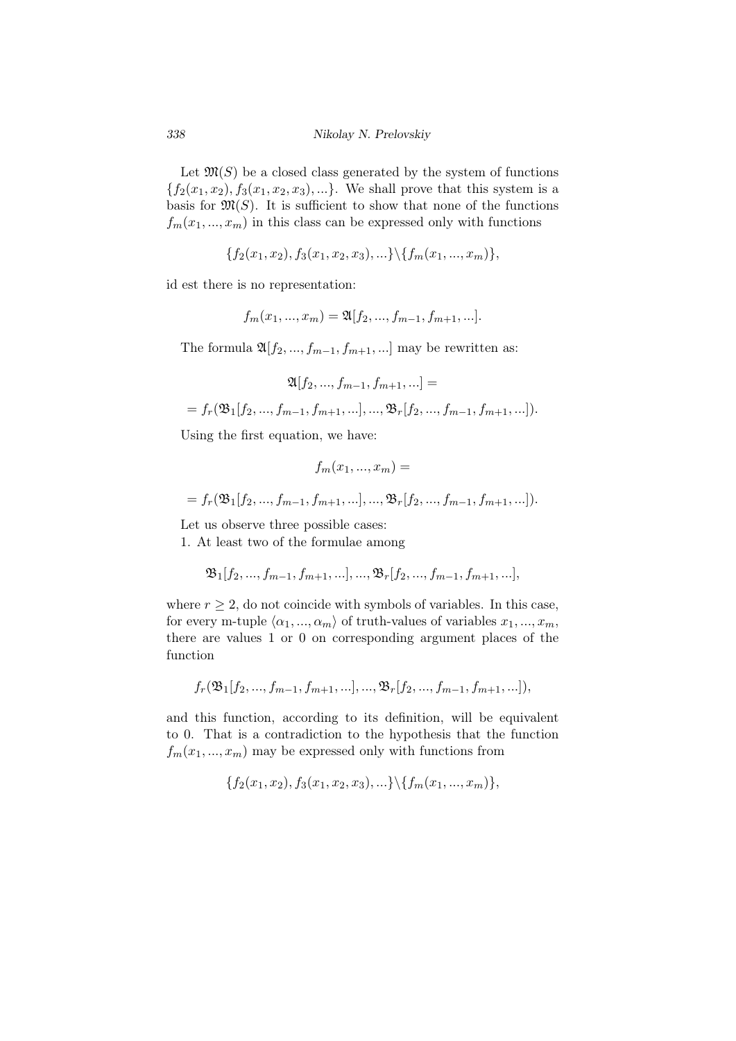Let $\mathfrak{M}(S)$ be a closed class generated by the system of functions $\{f_2(x_1, x_2), f_3(x_1, x_2, x_3), ...\}$. We shall prove that this system is a basis for $\mathfrak{M}(S)$. It is sufficient to show that none of the functions $f_m(x_1, ..., x_m)$ in this class can be expressed only with functions

$$\{f_2(x_1, x_2), f_3(x_1, x_2, x_3), ...\} \backslash \{f_m(x_1, ..., x_m)\},$$

id est there is no representation:

$$f_m(x_1, ..., x_m) = \mathfrak{A}[f_2, ..., f_{m-1}, f_{m+1}, ...].$$

The formula $\mathfrak{A}[f_2, ..., f_{m-1}, f_{m+1}, ...]$ may be rewritten as:

$$\mathfrak{A}[f_2, ..., f_{m-1}, f_{m+1}, ...] =$$

$$= f_r(\mathfrak{B}_1[f_2, ..., f_{m-1}, f_{m+1}, ...], ..., \mathfrak{B}_r[f_2, ..., f_{m-1}, f_{m+1}, ...]).$$

Using the first equation, we have:

$$f_m(x_1, ..., x_m) =$$

$$= f_r(\mathfrak{B}_1[f_2, ..., f_{m-1}, f_{m+1}, ...], ..., \mathfrak{B}_r[f_2, ..., f_{m-1}, f_{m+1}, ...]).$$

Let us observe three possible cases:

1. At least two of the formulae among

$$\mathfrak{B}_1[f_2, ..., f_{m-1}, f_{m+1}, ...], ..., \mathfrak{B}_r[f_2, ..., f_{m-1}, f_{m+1}, ...],$$

where $r \geq 2$, do not coincide with symbols of variables. In this case, for every m-tuple $\langle \alpha_1, ..., \alpha_m \rangle$ of truth-values of variables $x_1, ..., x_m$, there are values 1 or 0 on corresponding argument places of the function

$$f_r(\mathfrak{B}_1[f_2, ..., f_{m-1}, f_{m+1}, ...], ..., \mathfrak{B}_r[f_2, ..., f_{m-1}, f_{m+1}, ...]),$$

and this function, according to its definition, will be equivalent to 0. That is a contradiction to the hypothesis that the function $f_m(x_1, ..., x_m)$ may be expressed only with functions from

$$\{f_2(x_1, x_2), f_3(x_1, x_2, x_3), ...\} \backslash \{f_m(x_1, ..., x_m)\},$$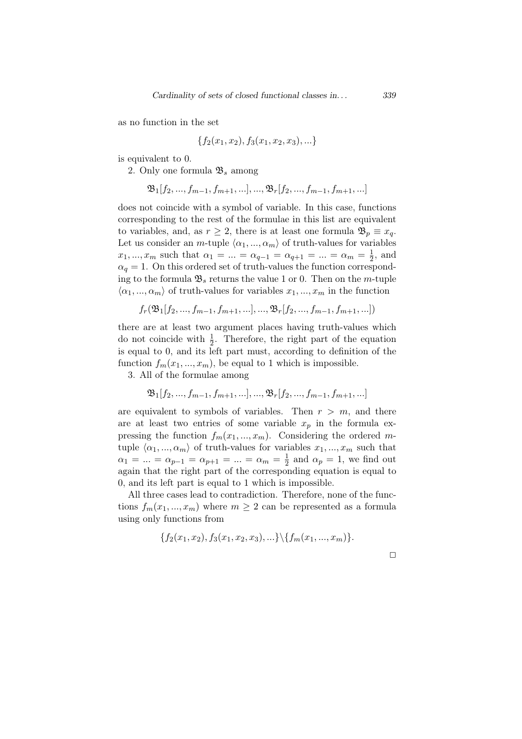as no function in the set

$$\{f_2(x_1, x_2), f_3(x_1, x_2, x_3), ...\}$$

is equivalent to 0.

2. Only one formula $\mathfrak{B}_s$ among

$$\mathfrak{B}_1[f_2, ..., f_{m-1}, f_{m+1}, ...], ..., \mathfrak{B}_r[f_2, ..., f_{m-1}, f_{m+1}, ...]$$

does not coincide with a symbol of variable. In this case, functions corresponding to the rest of the formulae in this list are equivalent to variables, and, as $r \geq 2$, there is at least one formula $\mathfrak{B}_p \equiv x_q$. Let us consider an $m$-tuple $\langle \alpha_1, ..., \alpha_m \rangle$ of truth-values for variables $x_1, ..., x_m$ such that $\alpha_1 = ... = \alpha_{q-1} = \alpha_{q+1} = ... = \alpha_m = \frac{1}{2}$, and $\alpha_q = 1$. On this ordered set of truth-values the function corresponding to the formula $\mathfrak{B}_s$ returns the value 1 or 0. Then on the $m$-tuple $\langle \alpha_1, ..., \alpha_m \rangle$ of truth-values for variables $x_1, ..., x_m$ in the function

$$f_r(\mathfrak{B}_1[f_2, ..., f_{m-1}, f_{m+1}, ...], ..., \mathfrak{B}_r[f_2, ..., f_{m-1}, f_{m+1}, ...])$$

there are at least two argument places having truth-values which do not coincide with $\frac{1}{2}$. Therefore, the right part of the equation is equal to 0, and its left part must, according to definition of the function $f_m(x_1, ..., x_m)$, be equal to 1 which is impossible.

3. All of the formulae among

$$\mathfrak{B}_1[f_2, ..., f_{m-1}, f_{m+1}, ...], ..., \mathfrak{B}_r[f_2, ..., f_{m-1}, f_{m+1}, ...]$$

are equivalent to symbols of variables. Then $r > m$, and there are at least two entries of some variable $x_p$ in the formula expressing the function $f_m(x_1, ..., x_m)$. Considering the ordered $m$-tuple $\langle \alpha_1, ..., \alpha_m \rangle$ of truth-values for variables $x_1, ..., x_m$ such that $\alpha_1 = ... = \alpha_{p-1} = \alpha_{p+1} = ... = \alpha_m = \frac{1}{2}$ and $\alpha_p = 1$, we find out again that the right part of the corresponding equation is equal to 0, and its left part is equal to 1 which is impossible.

All three cases lead to contradiction. Therefore, none of the functions $f_m(x_1, ..., x_m)$ where $m \geq 2$ can be represented as a formula using only functions from

$$\{f_2(x_1, x_2), f_3(x_1, x_2, x_3), ...\} \backslash \{f_m(x_1, ..., x_m)\}.$$

□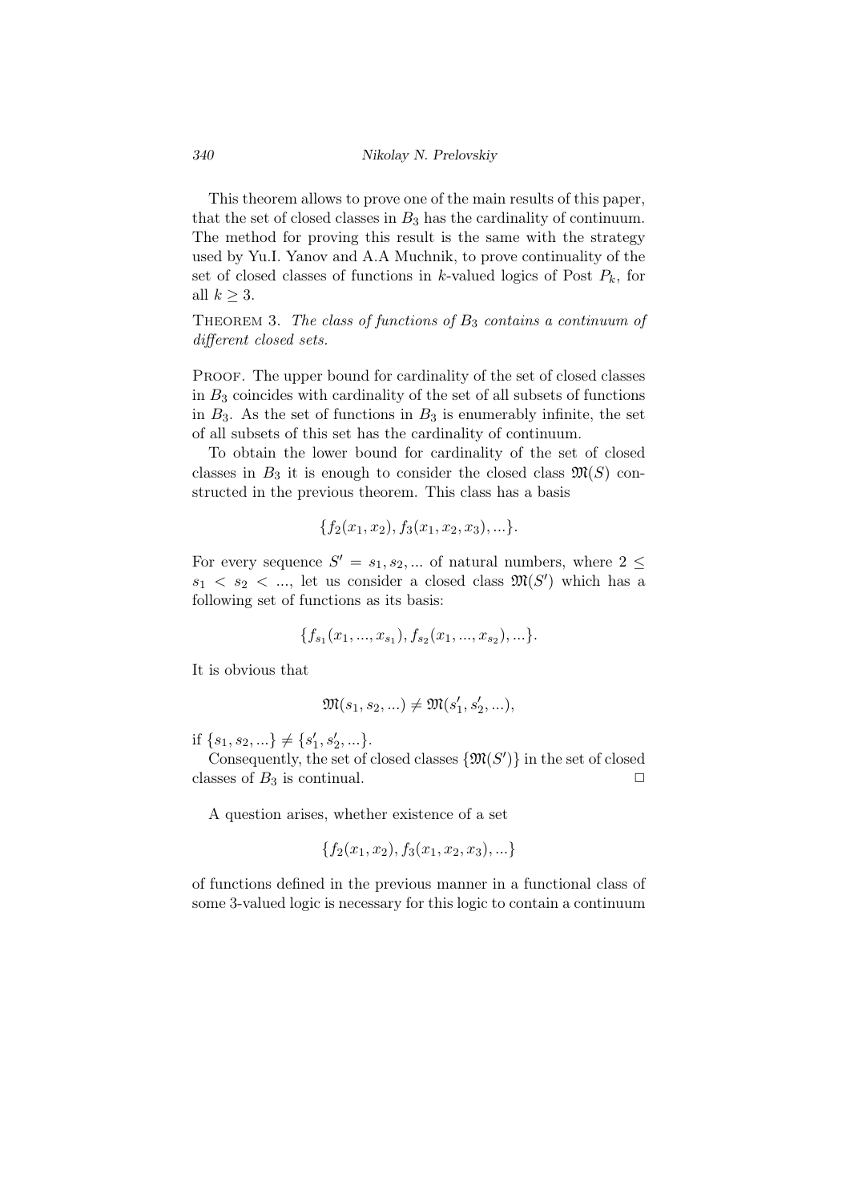This theorem allows to prove one of the main results of this paper, that the set of closed classes in $B_3$ has the cardinality of continuum. The method for proving this result is the same with the strategy used by Yu.I. Yanov and A.A Muchnik, to prove continuality of the set of closed classes of functions in $k$-valued logics of Post $P_k$, for all $k \geq 3$.

Theorem 3. *The class of functions of $B_3$ contains a continuum of different closed sets.*

Proof. The upper bound for cardinality of the set of closed classes in $B_3$ coincides with cardinality of the set of all subsets of functions in $B_3$. As the set of functions in $B_3$ is enumerably infinite, the set of all subsets of this set has the cardinality of continuum.

To obtain the lower bound for cardinality of the set of closed classes in $B_3$ it is enough to consider the closed class $\mathfrak{M}(S)$ constructed in the previous theorem. This class has a basis

$$\{f_2(x_1, x_2), f_3(x_1, x_2, x_3), ...\}.$$

For every sequence $S' = s_1, s_2, ...$ of natural numbers, where $2 \leq s_1 < s_2 < ...$, let us consider a closed class $\mathfrak{M}(S')$ which has a following set of functions as its basis:

$$\{f_{s_1}(x_1, ..., x_{s_1}), f_{s_2}(x_1, ..., x_{s_2}), ...\}.$$

It is obvious that

$$\mathfrak{M}(s_1, s_2, ...) \neq \mathfrak{M}(s'_1, s'_2, ...),$$

if $\{s_1, s_2, ...\} \neq \{s'_1, s'_2, ...\}$.

Consequently, the set of closed classes $\{\mathfrak{M}(S')\}$ in the set of closed classes of $B_3$ is continual. ◻

A question arises, whether existence of a set

$$\{f_2(x_1, x_2), f_3(x_1, x_2, x_3), ...\}$$

of functions defined in the previous manner in a functional class of some 3-valued logic is necessary for this logic to contain a continuum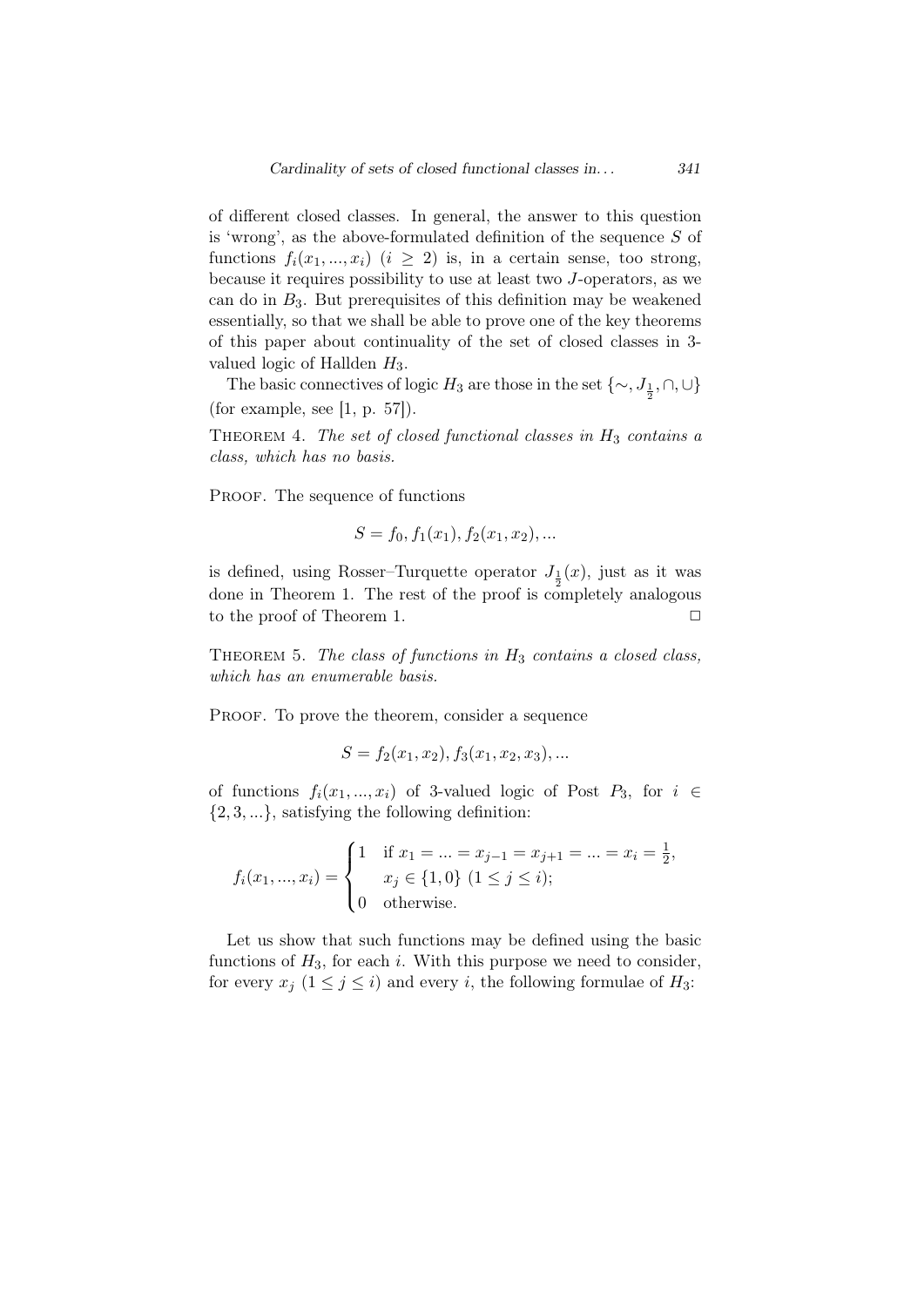of different closed classes. In general, the answer to this question is 'wrong', as the above-formulated definition of the sequence $S$ of functions $f_i(x_1, ..., x_i)$ $(i \geq 2)$ is, in a certain sense, too strong, because it requires possibility to use at least two $J$-operators, as we can do in $B_3$. But prerequisites of this definition may be weakened essentially, so that we shall be able to prove one of the key theorems of this paper about continuality of the set of closed classes in 3-valued logic of Hallden $H_3$.

The basic connectives of logic $H_3$ are those in the set $\{\sim, J_{\frac{1}{2}}, \cap, \cup\}$ (for example, see [1, p. 57]).

Theorem 4. *The set of closed functional classes in $H_3$ contains a class, which has no basis.*

Proof. The sequence of functions

$$S = f_0, f_1(x_1), f_2(x_1, x_2), ...$$

is defined, using Rosser–Turquette operator $J_{\frac{1}{2}}(x)$, just as it was done in Theorem 1. The rest of the proof is completely analogous to the proof of Theorem 1. $\square$

Theorem 5. *The class of functions in $H_3$ contains a closed class, which has an enumerable basis.*

Proof. To prove the theorem, consider a sequence

$$S = f_2(x_1, x_2), f_3(x_1, x_2, x_3), ...$$

of functions $f_i(x_1, ..., x_i)$ of 3-valued logic of Post $P_3$, for $i \in \{2, 3, ...\}$, satisfying the following definition:

$$f_i(x_1, ..., x_i) = \begin{cases} 1 & \text{if } x_1 = ... = x_{j-1} = x_{j+1} = ... = x_i = \frac{1}{2}, \\ & x_j \in \{1, 0\} \ (1 \leq j \leq i); \\ 0 & \text{otherwise.} \end{cases}$$

Let us show that such functions may be defined using the basic functions of $H_3$, for each $i$. With this purpose we need to consider, for every $x_j$ $(1 \leq j \leq i)$ and every $i$, the following formulae of $H_3$: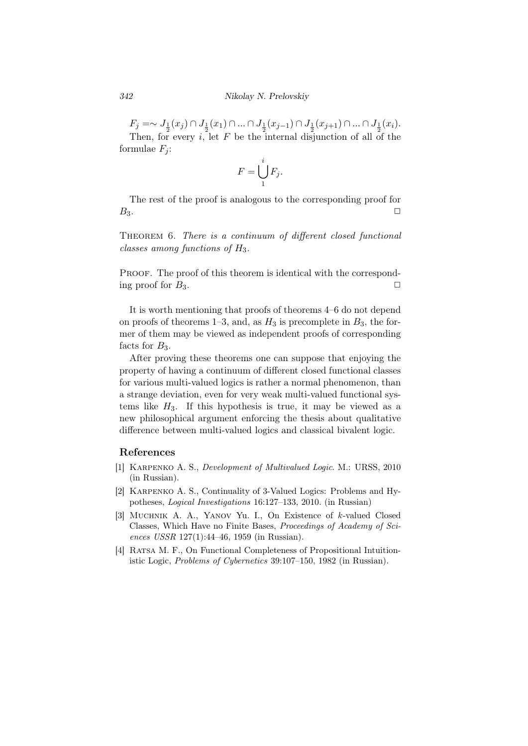$F_j = \sim J_{\frac{1}{2}}(x_j) \cap J_{\frac{1}{2}}(x_1) \cap ... \cap J_{\frac{1}{2}}(x_{j-1}) \cap J_{\frac{1}{2}}(x_{j+1}) \cap ... \cap J_{\frac{1}{2}}(x_i)$.

Then, for every $i$, let $F$ be the internal disjunction of all of the formulae $F_j$:

$$F = \bigcup_{1}^{i} F_j.$$

The rest of the proof is analogous to the corresponding proof for $B_3$. $\square$

Theorem 6. *There is a continuum of different closed functional classes among functions of $H_3$.*

Proof. The proof of this theorem is identical with the corresponding proof for $B_3$. $\square$

It is worth mentioning that proofs of theorems 4–6 do not depend on proofs of theorems 1–3, and, as $H_3$ is precomplete in $B_3$, the former of them may be viewed as independent proofs of corresponding facts for $B_3$.

After proving these theorems one can suppose that enjoying the property of having a continuum of different closed functional classes for various multi-valued logics is rather a normal phenomenon, than a strange deviation, even for very weak multi-valued functional systems like $H_3$. If this hypothesis is true, it may be viewed as a new philosophical argument enforcing the thesis about qualitative difference between multi-valued logics and classical bivalent logic.

## References

[1] Karpenko A. S., *Development of Multivalued Logic*. M.: URSS, 2010 (in Russian).

[2] Karpenko A. S., Continuality of 3-Valued Logics: Problems and Hypotheses, *Logical Investigations* 16:127–133, 2010. (in Russian)

[3] Muchnik A. A., Yanov Yu. I., On Existence of $k$-valued Closed Classes, Which Have no Finite Bases, *Proceedings of Academy of Sciences USSR* 127(1):44–46, 1959 (in Russian).

[4] Ratsa M. F., On Functional Completeness of Propositional Intuitionistic Logic, *Problems of Cybernetics* 39:107–150, 1982 (in Russian).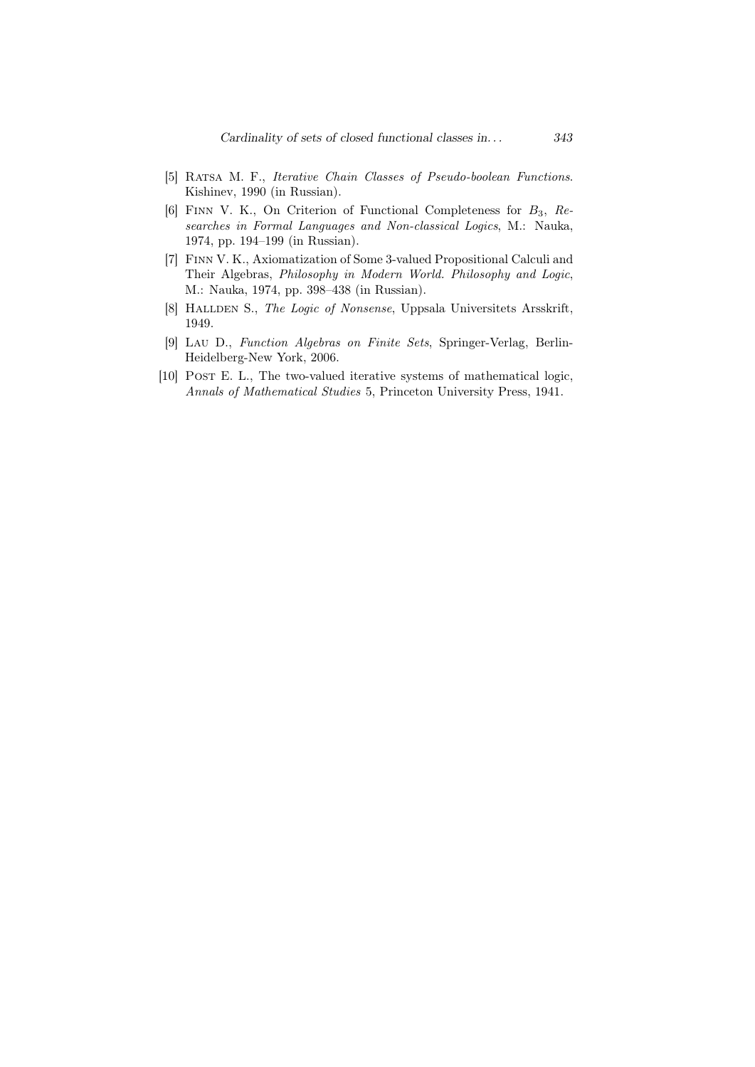[5] Ratsa M. F., *Iterative Chain Classes of Pseudo-boolean Functions*. Kishinev, 1990 (in Russian).

[6] Finn V. K., On Criterion of Functional Completeness for $B_3$, *Researches in Formal Languages and Non-classical Logics*, M.: Nauka, 1974, pp. 194–199 (in Russian).

[7] Finn V. K., Axiomatization of Some 3-valued Propositional Calculi and Their Algebras, *Philosophy in Modern World. Philosophy and Logic*, M.: Nauka, 1974, pp. 398–438 (in Russian).

[8] Hallden S., *The Logic of Nonsense*, Uppsala Universitets Arsskrift, 1949.

[9] Lau D., *Function Algebras on Finite Sets*, Springer-Verlag, Berlin-Heidelberg-New York, 2006.

[10] Post E. L., The two-valued iterative systems of mathematical logic, *Annals of Mathematical Studies* 5, Princeton University Press, 1941.